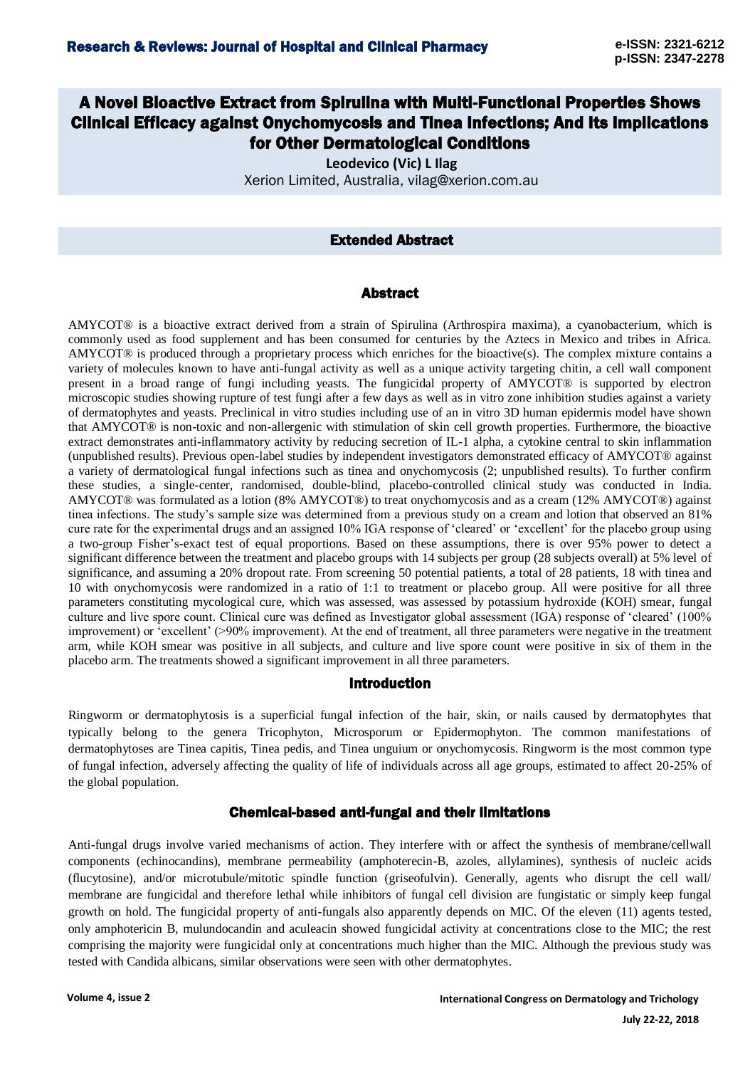# A Novel Bioactive Extract from Spirulina with Multi-Functional Properties Shows Clinical Efficacy against Onychomycosis and Tinea Infections; And Its Implications for Other Dermatological Conditions

**Leodevico (Vic) L Ilag**

Xerion Limited, Australia, vilag@xerion.com.au

## Extended Abstract

### Abstract

AMYCOT® is a bioactive extract derived from a strain of Spirulina (Arthrospira maxima), a cyanobacterium, which is commonly used as food supplement and has been consumed for centuries by the Aztecs in Mexico and tribes in Africa. AMYCOT® is produced through a proprietary process which enriches for the bioactive(s). The complex mixture contains a variety of molecules known to have anti-fungal activity as well as a unique activity targeting chitin, a cell wall component present in a broad range of fungi including yeasts. The fungicidal property of AMYCOT® is supported by electron microscopic studies showing rupture of test fungi after a few days as well as in vitro zone inhibition studies against a variety of dermatophytes and yeasts. Preclinical in vitro studies including use of an in vitro 3D human epidermis model have shown that AMYCOT® is non-toxic and non-allergenic with stimulation of skin cell growth properties. Furthermore, the bioactive extract demonstrates anti-inflammatory activity by reducing secretion of IL-1 alpha, a cytokine central to skin inflammation (unpublished results). Previous open-label studies by independent investigators demonstrated efficacy of AMYCOT® against a variety of dermatological fungal infections such as tinea and onychomycosis (2; unpublished results). To further confirm these studies, a single-center, randomised, double-blind, placebo-controlled clinical study was conducted in India. AMYCOT® was formulated as a lotion (8% AMYCOT®) to treat onychomycosis and as a cream (12% AMYCOT®) against tinea infections. The study's sample size was determined from a previous study on a cream and lotion that observed an 81% cure rate for the experimental drugs and an assigned 10% IGA response of 'cleared' or 'excellent' for the placebo group using a two-group Fisher's-exact test of equal proportions. Based on these assumptions, there is over 95% power to detect a significant difference between the treatment and placebo groups with 14 subjects per group (28 subjects overall) at 5% level of significance, and assuming a 20% dropout rate. From screening 50 potential patients, a total of 28 patients, 18 with tinea and 10 with onychomycosis were randomized in a ratio of 1:1 to treatment or placebo group. All were positive for all three parameters constituting mycological cure, which was assessed, was assessed by potassium hydroxide (KOH) smear, fungal culture and live spore count. Clinical cure was defined as Investigator global assessment (IGA) response of 'cleared' (100% improvement) or 'excellent' (>90% improvement). At the end of treatment, all three parameters were negative in the treatment arm, while KOH smear was positive in all subjects, and culture and live spore count were positive in six of them in the placebo arm. The treatments showed a significant improvement in all three parameters.

### Introduction

Ringworm or dermatophytosis is a superficial fungal infection of the hair, skin, or nails caused by dermatophytes that typically belong to the genera Tricophyton, Microsporum or Epidermophyton. The common manifestations of dermatophytoses are Tinea capitis, Tinea pedis, and Tinea unguium or onychomycosis. Ringworm is the most common type of fungal infection, adversely affecting the quality of life of individuals across all age groups, estimated to affect 20-25% of the global population.

### Chemical-based anti-fungal and their limitations

Anti-fungal drugs involve varied mechanisms of action. They interfere with or affect the synthesis of membrane/cellwall components (echinocandins), membrane permeability (amphoterecin-B, azoles, allylamines), synthesis of nucleic acids (flucytosine), and/or microtubule/mitotic spindle function (griseofulvin). Generally, agents who disrupt the cell wall/ membrane are fungicidal and therefore lethal while inhibitors of fungal cell division are fungistatic or simply keep fungal growth on hold. The fungicidal property of anti-fungals also apparently depends on MIC. Of the eleven (11) agents tested, only amphotericin B, mulundocandin and aculeacin showed fungicidal activity at concentrations close to the MIC; the rest comprising the majority were fungicidal only at concentrations much higher than the MIC. Although the previous study was tested with Candida albicans, similar observations were seen with other dermatophytes.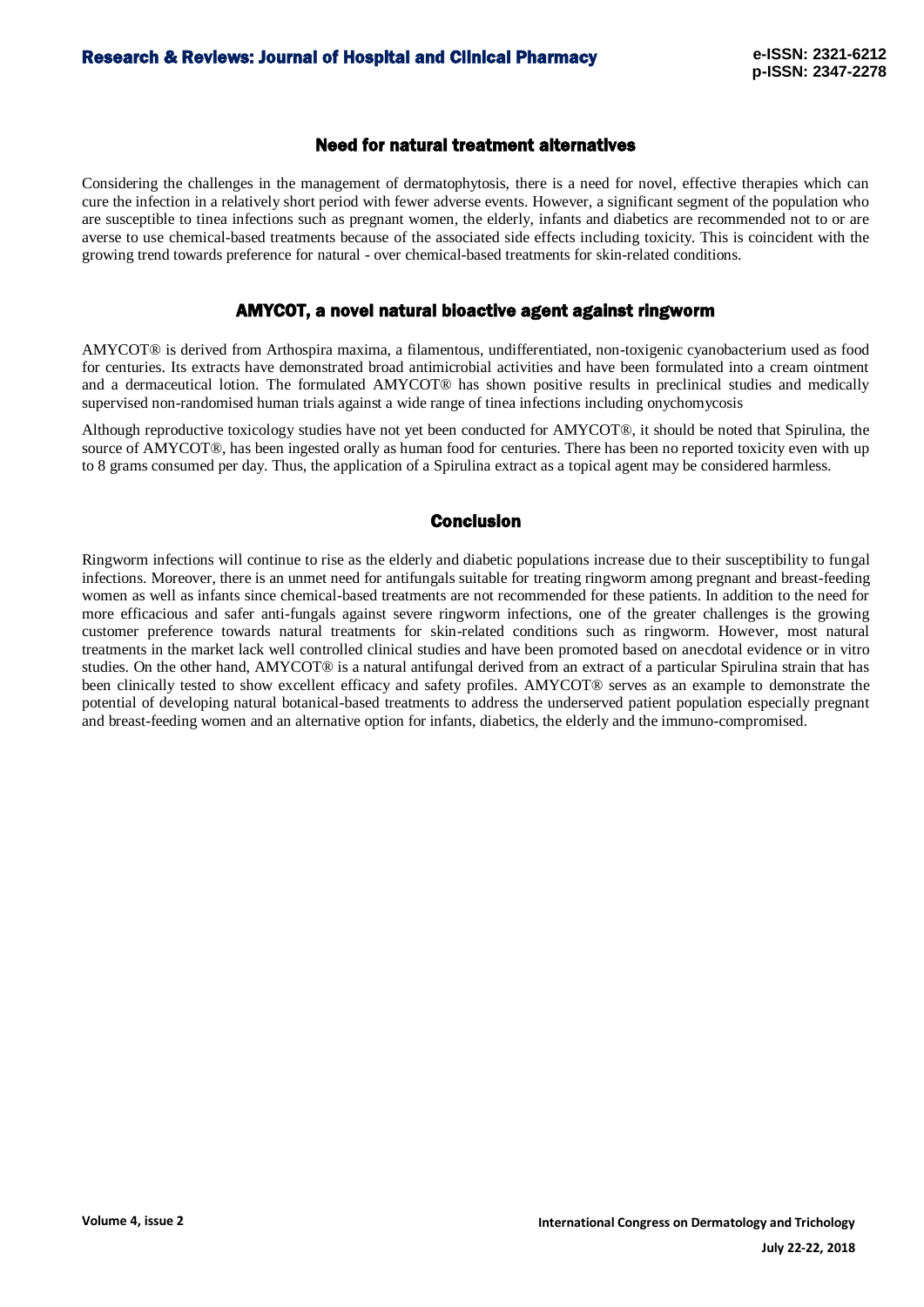## Need for natural treatment alternatives

Considering the challenges in the management of dermatophytosis, there is a need for novel, effective therapies which can cure the infection in a relatively short period with fewer adverse events. However, a significant segment of the population who are susceptible to tinea infections such as pregnant women, the elderly, infants and diabetics are recommended not to or are averse to use chemical-based treatments because of the associated side effects including toxicity. This is coincident with the growing trend towards preference for natural - over chemical-based treatments for skin-related conditions.

## AMYCOT, a novel natural bioactive agent against ringworm

AMYCOT® is derived from Arthospira maxima, a filamentous, undifferentiated, non-toxigenic cyanobacterium used as food for centuries. Its extracts have demonstrated broad antimicrobial activities and have been formulated into a cream ointment and a dermaceutical lotion. The formulated AMYCOT® has shown positive results in preclinical studies and medically supervised non-randomised human trials against a wide range of tinea infections including onychomycosis

Although reproductive toxicology studies have not yet been conducted for AMYCOT®, it should be noted that Spirulina, the source of AMYCOT®, has been ingested orally as human food for centuries. There has been no reported toxicity even with up to 8 grams consumed per day. Thus, the application of a Spirulina extract as a topical agent may be considered harmless.

## Conclusion

Ringworm infections will continue to rise as the elderly and diabetic populations increase due to their susceptibility to fungal infections. Moreover, there is an unmet need for antifungals suitable for treating ringworm among pregnant and breast-feeding women as well as infants since chemical-based treatments are not recommended for these patients. In addition to the need for more efficacious and safer anti-fungals against severe ringworm infections, one of the greater challenges is the growing customer preference towards natural treatments for skin-related conditions such as ringworm. However, most natural treatments in the market lack well controlled clinical studies and have been promoted based on anecdotal evidence or in vitro studies. On the other hand, AMYCOT® is a natural antifungal derived from an extract of a particular Spirulina strain that has been clinically tested to show excellent efficacy and safety profiles. AMYCOT® serves as an example to demonstrate the potential of developing natural botanical-based treatments to address the underserved patient population especially pregnant and breast-feeding women and an alternative option for infants, diabetics, the elderly and the immuno-compromised.